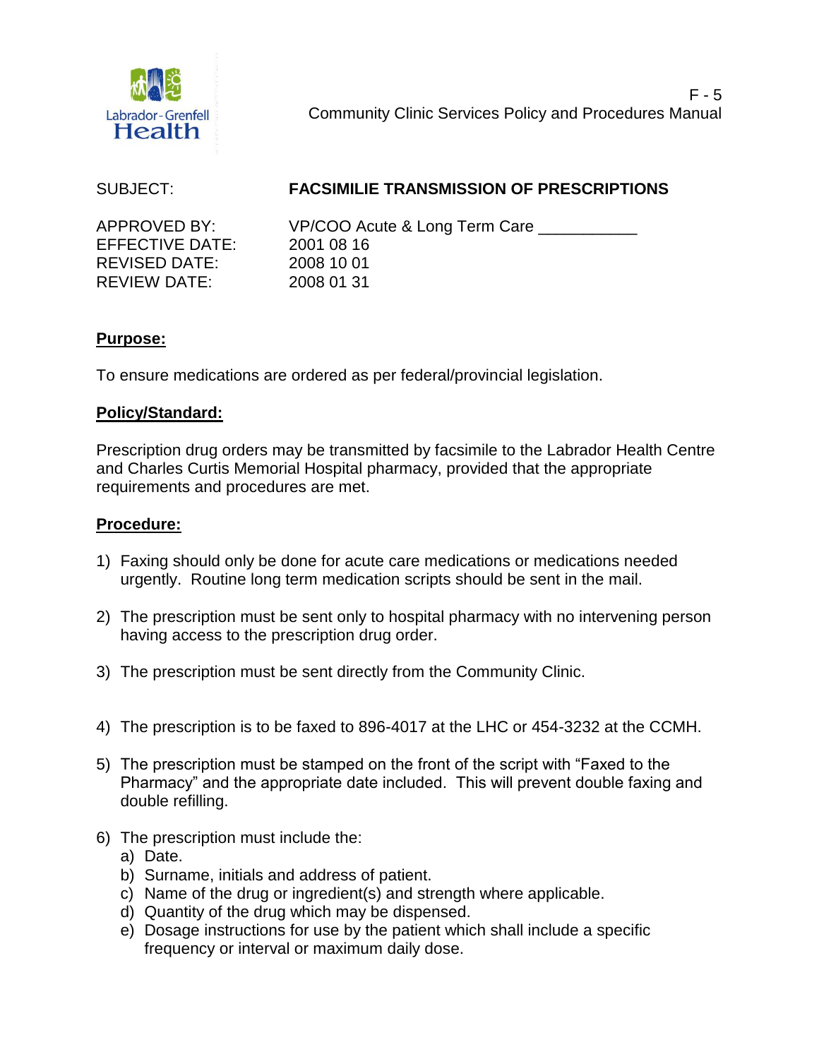F - 5

Community Clinic Services Policy and Procedures Manual

| | |
|---|---|
| SUBJECT: | **FACSIMILIE TRANSMISSION OF PRESCRIPTIONS** |
| APPROVED BY: | VP/COO Acute & Long Term Care ___________ |
| EFFECTIVE DATE: | 2001 08 16 |
| REVISED DATE: | 2008 10 01 |
| REVIEW DATE: | 2008 01 31 |

## **Purpose:**

To ensure medications are ordered as per federal/provincial legislation.

## **Policy/Standard:**

Prescription drug orders may be transmitted by facsimile to the Labrador Health Centre and Charles Curtis Memorial Hospital pharmacy, provided that the appropriate requirements and procedures are met.

## **Procedure:**

1) Faxing should only be done for acute care medications or medications needed urgently. Routine long term medication scripts should be sent in the mail.

2) The prescription must be sent only to hospital pharmacy with no intervening person having access to the prescription drug order.

3) The prescription must be sent directly from the Community Clinic.

4) The prescription is to be faxed to 896-4017 at the LHC or 454-3232 at the CCMH.

5) The prescription must be stamped on the front of the script with "Faxed to the Pharmacy" and the appropriate date included. This will prevent double faxing and double refilling.

6) The prescription must include the:
   a) Date.
   b) Surname, initials and address of patient.
   c) Name of the drug or ingredient(s) and strength where applicable.
   d) Quantity of the drug which may be dispensed.
   e) Dosage instructions for use by the patient which shall include a specific frequency or interval or maximum daily dose.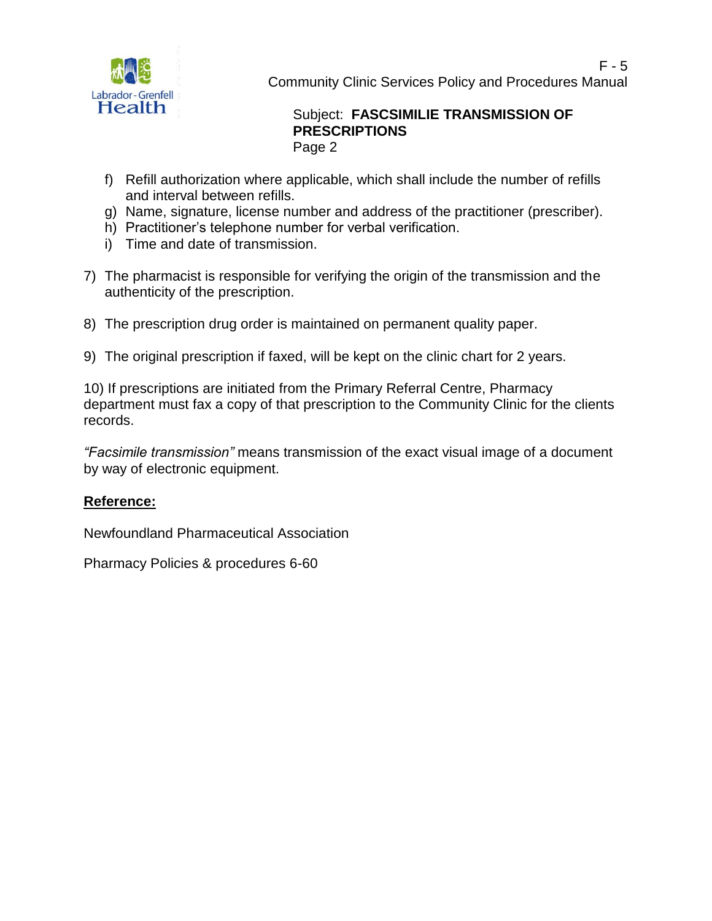f) Refill authorization where applicable, which shall include the number of refills and interval between refills.
g) Name, signature, license number and address of the practitioner (prescriber).
h) Practitioner's telephone number for verbal verification.
i) Time and date of transmission.

7) The pharmacist is responsible for verifying the origin of the transmission and the authenticity of the prescription.

8) The prescription drug order is maintained on permanent quality paper.

9) The original prescription if faxed, will be kept on the clinic chart for 2 years.

10) If prescriptions are initiated from the Primary Referral Centre, Pharmacy department must fax a copy of that prescription to the Community Clinic for the clients records.

*"Facsimile transmission"* means transmission of the exact visual image of a document by way of electronic equipment.

**Reference:**

Newfoundland Pharmaceutical Association

Pharmacy Policies & procedures 6-60